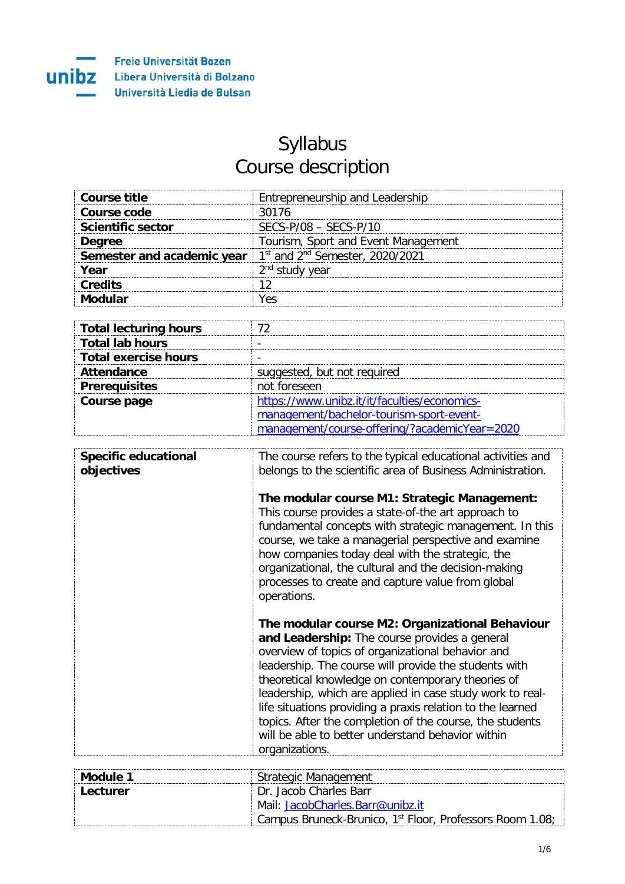Freie Universität Bozen
Libera Università di Bolzano
Università Liedia de Bulsan

# Syllabus
# Course description

| | |
|---|---|
| **Course title** | Entrepreneurship and Leadership |
| **Course code** | 30176 |
| **Scientific sector** | SECS-P/08 – SECS-P/10 |
| **Degree** | Tourism, Sport and Event Management |
| **Semester and academic year** | 1st and 2nd Semester, 2020/2021 |
| **Year** | 2nd study year |
| **Credits** | 12 |
| **Modular** | Yes |

| | |
|---|---|
| **Total lecturing hours** | 72 |
| **Total lab hours** | - |
| **Total exercise hours** | - |
| **Attendance** | suggested, but not required |
| **Prerequisites** | not foreseen |
| **Course page** | https://www.unibz.it/it/faculties/economics-management/bachelor-tourism-sport-event-management/course-offering/?academicYear=2020 |

| | |
|---|---|
| **Specific educational objectives** | The course refers to the typical educational activities and belongs to the scientific area of Business Administration.<br><br>**The modular course M1: Strategic Management:** This course provides a state-of-the art approach to fundamental concepts with strategic management. In this course, we take a managerial perspective and examine how companies today deal with the strategic, the organizational, the cultural and the decision-making processes to create and capture value from global operations.<br><br>**The modular course M2: Organizational Behaviour and Leadership:** The course provides a general overview of topics of organizational behavior and leadership. The course will provide the students with theoretical knowledge on contemporary theories of leadership, which are applied in case study work to real-life situations providing a praxis relation to the learned topics. After the completion of the course, the students will be able to better understand behavior within organizations. |

| | |
|---|---|
| **Module 1** | Strategic Management |
| **Lecturer** | Dr. Jacob Charles Barr<br>Mail: JacobCharles.Barr@unibz.it<br>Campus Bruneck-Brunico, 1st Floor, Professors Room 1.08; |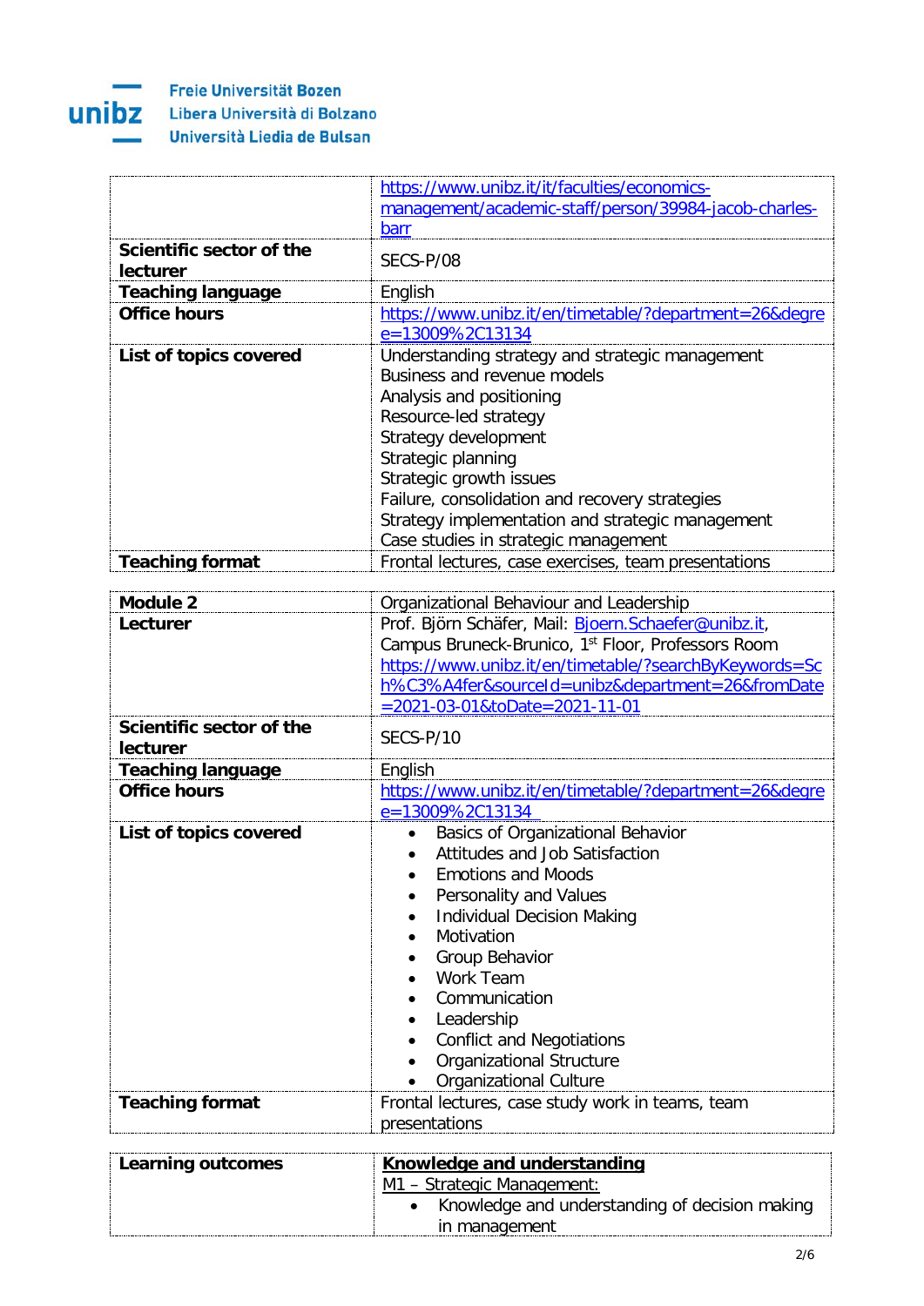| | |
|---|---|
| | https://www.unibz.it/it/faculties/economics-management/academic-staff/person/39984-jacob-charles-barr |
| **Scientific sector of the lecturer** | SECS-P/08 |
| **Teaching language** | English |
| **Office hours** | https://www.unibz.it/en/timetable/?department=26&degree=13009%2C13134 |
| **List of topics covered** | Understanding strategy and strategic management<br>Business and revenue models<br>Analysis and positioning<br>Resource-led strategy<br>Strategy development<br>Strategic planning<br>Strategic growth issues<br>Failure, consolidation and recovery strategies<br>Strategy implementation and strategic management<br>Case studies in strategic management |
| **Teaching format** | Frontal lectures, case exercises, team presentations |

| | |
|---|---|
| **Module 2** | Organizational Behaviour and Leadership |
| **Lecturer** | Prof. Björn Schäfer, Mail: Bjoern.Schaefer@unibz.it, Campus Bruneck-Brunico, 1st Floor, Professors Room<br>https://www.unibz.it/en/timetable/?searchByKeywords=Sch%C3%A4fer&sourceId=unibz&department=26&fromDate=2021-03-01&toDate=2021-11-01 |
| **Scientific sector of the lecturer** | SECS-P/10 |
| **Teaching language** | English |
| **Office hours** | https://www.unibz.it/en/timetable/?department=26&degree=13009%2C13134 |
| **List of topics covered** | • Basics of Organizational Behavior<br>• Attitudes and Job Satisfaction<br>• Emotions and Moods<br>• Personality and Values<br>• Individual Decision Making<br>• Motivation<br>• Group Behavior<br>• Work Team<br>• Communication<br>• Leadership<br>• Conflict and Negotiations<br>• Organizational Structure<br>• Organizational Culture |
| **Teaching format** | Frontal lectures, case study work in teams, team presentations |

| | |
|---|---|
| **Learning outcomes** | **Knowledge and understanding**<br>M1 – Strategic Management:<br>• Knowledge and understanding of decision making in management |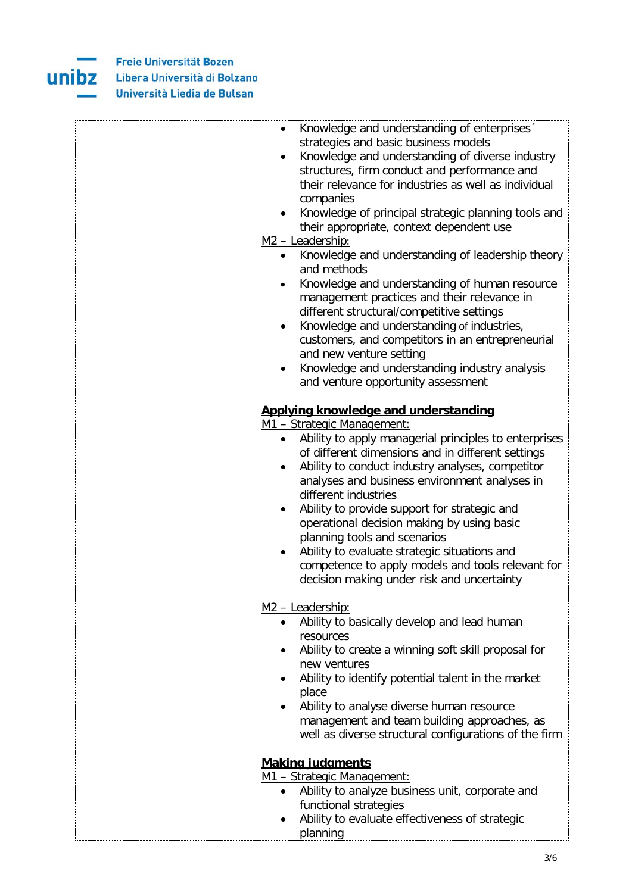| | - Knowledge and understanding of enterprises´ strategies and basic business models<br>- Knowledge and understanding of diverse industry structures, firm conduct and performance and their relevance for industries as well as individual companies<br>- Knowledge of principal strategic planning tools and their appropriate, context dependent use<br><br>M2 – Leadership:<br>- Knowledge and understanding of leadership theory and methods<br>- Knowledge and understanding of human resource management practices and their relevance in different structural/competitive settings<br>- Knowledge and understanding of industries, customers, and competitors in an entrepreneurial and new venture setting<br>- Knowledge and understanding industry analysis and venture opportunity assessment<br><br>**Applying knowledge and understanding**<br>M1 – Strategic Management:<br>- Ability to apply managerial principles to enterprises of different dimensions and in different settings<br>- Ability to conduct industry analyses, competitor analyses and business environment analyses in different industries<br>- Ability to provide support for strategic and operational decision making by using basic planning tools and scenarios<br>- Ability to evaluate strategic situations and competence to apply models and tools relevant for decision making under risk and uncertainty<br><br>M2 – Leadership:<br>- Ability to basically develop and lead human resources<br>- Ability to create a winning soft skill proposal for new ventures<br>- Ability to identify potential talent in the market place<br>- Ability to analyse diverse human resource management and team building approaches, as well as diverse structural configurations of the firm<br><br>**Making judgments**<br>M1 – Strategic Management:<br>- Ability to analyze business unit, corporate and functional strategies<br>- Ability to evaluate effectiveness of strategic planning |
|---|---|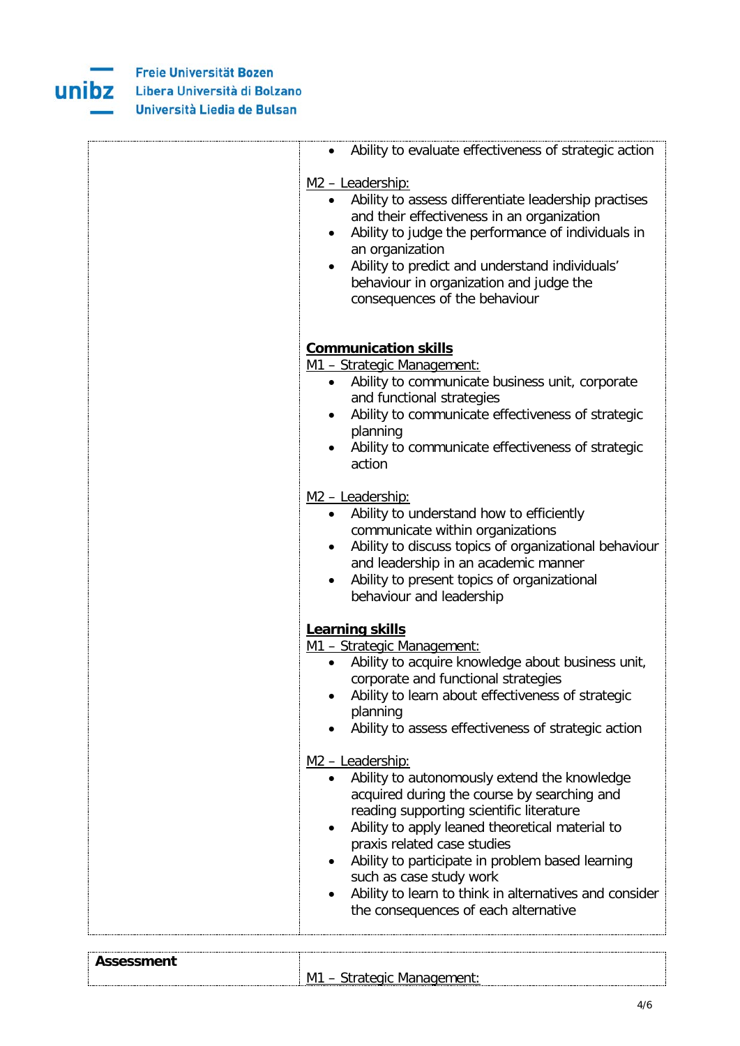| | |
|---|---|
| | <ul><li>Ability to evaluate effectiveness of strategic action</li></ul><u>M2 – Leadership:</u><ul><li>Ability to assess differentiate leadership practises and their effectiveness in an organization</li><li>Ability to judge the performance of individuals in an organization</li><li>Ability to predict and understand individuals' behaviour in organization and judge the consequences of the behaviour</li></ul><br>**<u>Communication skills</u>**<br><u>M1 – Strategic Management:</u><ul><li>Ability to communicate business unit, corporate and functional strategies</li><li>Ability to communicate effectiveness of strategic planning</li><li>Ability to communicate effectiveness of strategic action</li></ul><u>M2 – Leadership:</u><ul><li>Ability to understand how to efficiently communicate within organizations</li><li>Ability to discuss topics of organizational behaviour and leadership in an academic manner</li><li>Ability to present topics of organizational behaviour and leadership</li></ul>**<u>Learning skills</u>**<br><u>M1 – Strategic Management:</u><ul><li>Ability to acquire knowledge about business unit, corporate and functional strategies</li><li>Ability to learn about effectiveness of strategic planning</li><li>Ability to assess effectiveness of strategic action</li></ul><u>M2 – Leadership:</u><ul><li>Ability to autonomously extend the knowledge acquired during the course by searching and reading supporting scientific literature</li><li>Ability to apply leaned theoretical material to praxis related case studies</li><li>Ability to participate in problem based learning such as case study work</li><li>Ability to learn to think in alternatives and consider the consequences of each alternative</li></ul> |

| | |
|---|---|
| **Assessment** | <u>M1 – Strategic Management:</u> |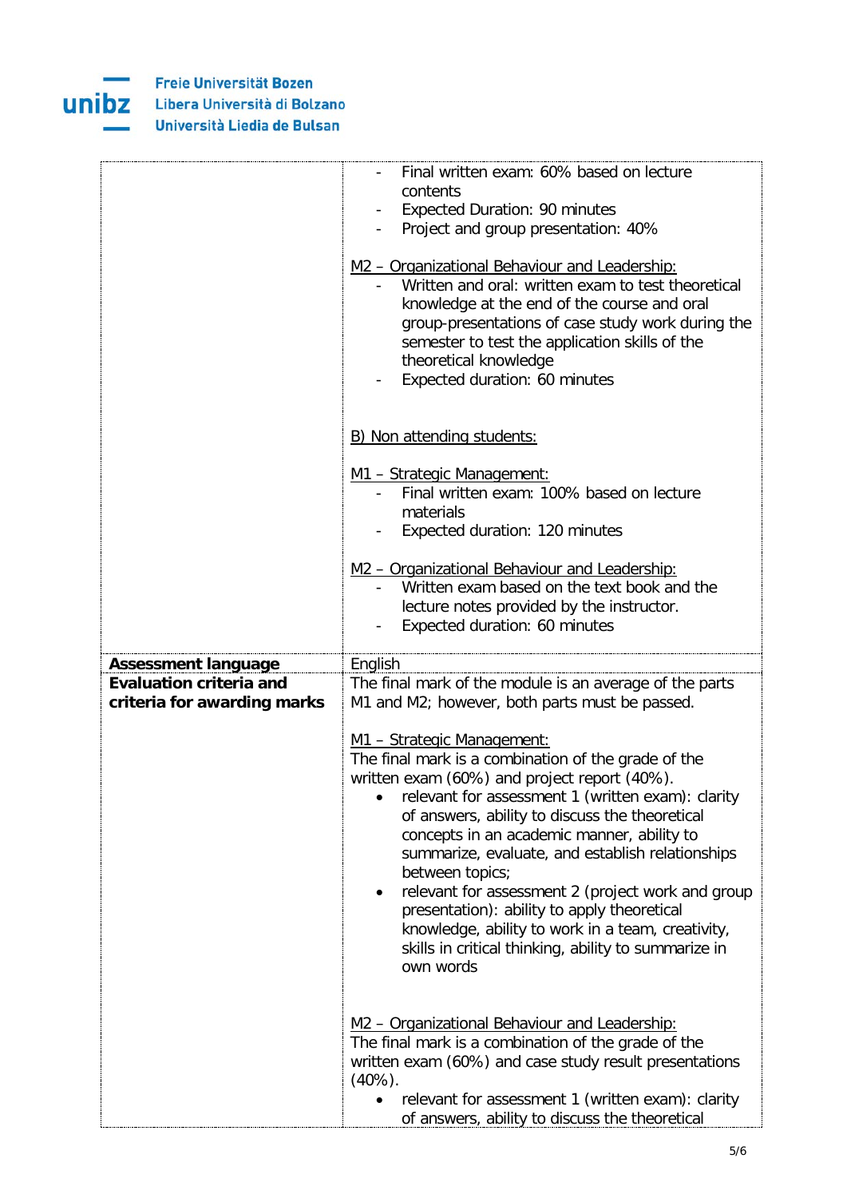| | |
|---|---|
| | - Final written exam: 60% based on lecture contents<br>- Expected Duration: 90 minutes<br>- Project and group presentation: 40%<br><br><u>M2 – Organizational Behaviour and Leadership:</u><br>- Written and oral: written exam to test theoretical knowledge at the end of the course and oral group-presentations of case study work during the semester to test the application skills of the theoretical knowledge<br>- Expected duration: 60 minutes<br><br><u>B) Non attending students:</u><br><br><u>M1 – Strategic Management:</u><br>- Final written exam: 100% based on lecture materials<br>- Expected duration: 120 minutes<br><br><u>M2 – Organizational Behaviour and Leadership:</u><br>- Written exam based on the text book and the lecture notes provided by the instructor.<br>- Expected duration: 60 minutes |
| **Assessment language** | English |
| **Evaluation criteria and criteria for awarding marks** | The final mark of the module is an average of the parts M1 and M2; however, both parts must be passed.<br><br><u>M1 – Strategic Management:</u><br>The final mark is a combination of the grade of the written exam (60%) and project report (40%).<br>• relevant for assessment 1 (written exam): clarity of answers, ability to discuss the theoretical concepts in an academic manner, ability to summarize, evaluate, and establish relationships between topics;<br>• relevant for assessment 2 (project work and group presentation): ability to apply theoretical knowledge, ability to work in a team, creativity, skills in critical thinking, ability to summarize in own words<br><br><u>M2 – Organizational Behaviour and Leadership:</u><br>The final mark is a combination of the grade of the written exam (60%) and case study result presentations (40%).<br>• relevant for assessment 1 (written exam): clarity of answers, ability to discuss the theoretical |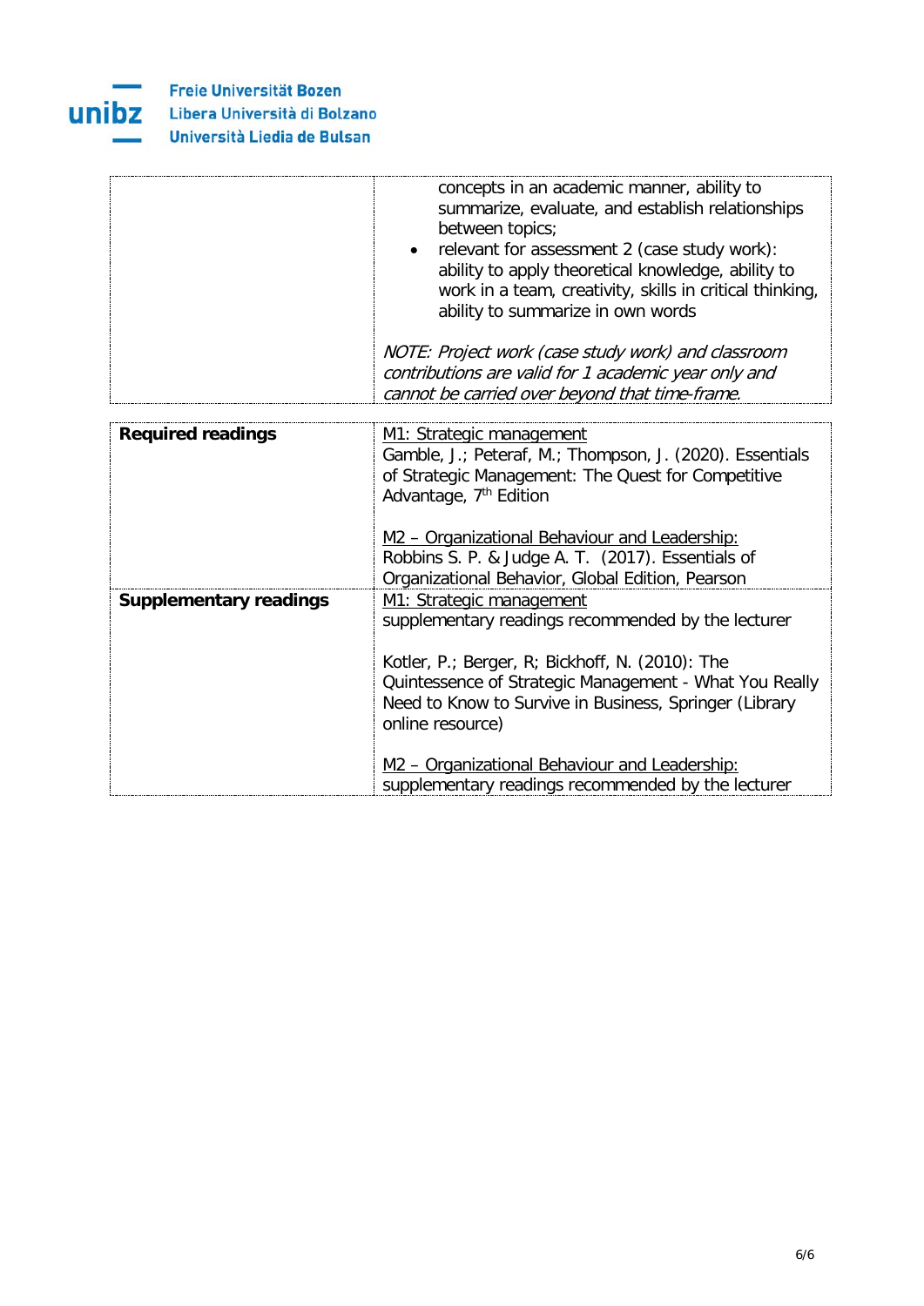| | |
|---|---|
| | concepts in an academic manner, ability to summarize, evaluate, and establish relationships between topics;<br>• relevant for assessment 2 (case study work): ability to apply theoretical knowledge, ability to work in a team, creativity, skills in critical thinking, ability to summarize in own words<br><br>*NOTE: Project work (case study work) and classroom contributions are valid for 1 academic year only and cannot be carried over beyond that time-frame.* |

| | |
|---|---|
| **Required readings** | <u>M1: Strategic management</u><br>Gamble, J.; Peteraf, M.; Thompson, J. (2020). Essentials of Strategic Management: The Quest for Competitive Advantage, 7th Edition<br><br><u>M2 – Organizational Behaviour and Leadership:</u><br>Robbins S. P. & Judge A. T.  (2017). Essentials of Organizational Behavior, Global Edition, Pearson |
| **Supplementary readings** | <u>M1: Strategic management</u><br>supplementary readings recommended by the lecturer<br><br>Kotler, P.; Berger, R; Bickhoff, N. (2010): The Quintessence of Strategic Management - What You Really Need to Know to Survive in Business, Springer (Library online resource)<br><br><u>M2 – Organizational Behaviour and Leadership:</u><br>supplementary readings recommended by the lecturer |